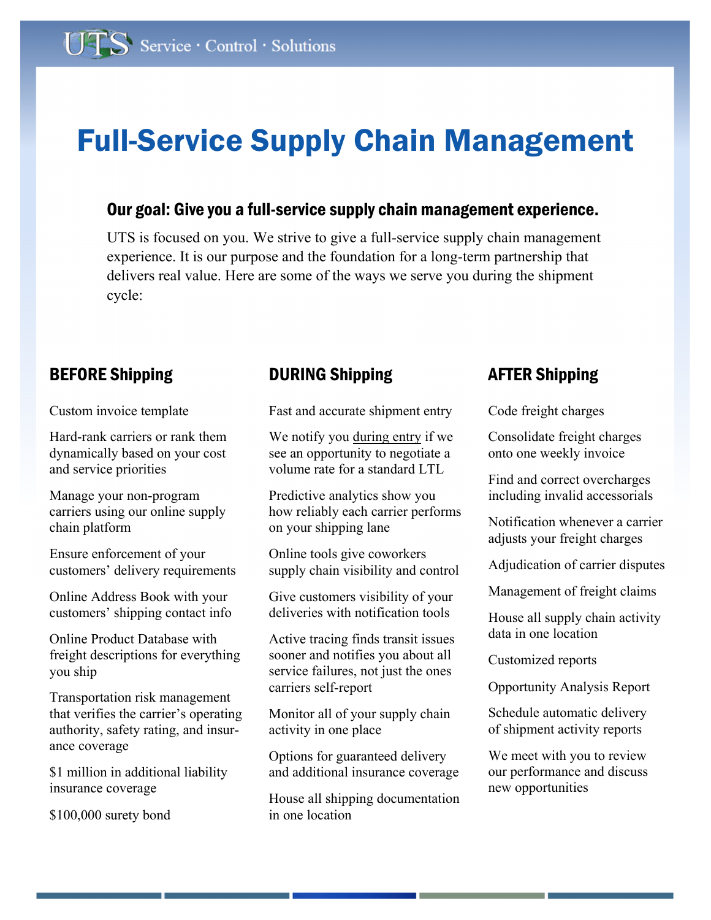UTS Service · Control · Solutions

# Full-Service Supply Chain Management

### Our goal: Give you a full-service supply chain management experience.

UTS is focused on you. We strive to give a full-service supply chain management experience. It is our purpose and the foundation for a long-term partnership that delivers real value. Here are some of the ways we serve you during the shipment cycle:

## BEFORE Shipping

Custom invoice template

Hard-rank carriers or rank them dynamically based on your cost and service priorities

Manage your non-program carriers using our online supply chain platform

Ensure enforcement of your customers' delivery requirements

Online Address Book with your customers' shipping contact info

Online Product Database with freight descriptions for everything you ship

Transportation risk management that verifies the carrier's operating authority, safety rating, and insurance coverage

$1 million in additional liability insurance coverage

$100,000 surety bond

## DURING Shipping

Fast and accurate shipment entry

We notify you <u>during entry</u> if we see an opportunity to negotiate a volume rate for a standard LTL

Predictive analytics show you how reliably each carrier performs on your shipping lane

Online tools give coworkers supply chain visibility and control

Give customers visibility of your deliveries with notification tools

Active tracing finds transit issues sooner and notifies you about all service failures, not just the ones carriers self-report

Monitor all of your supply chain activity in one place

Options for guaranteed delivery and additional insurance coverage

House all shipping documentation in one location

## AFTER Shipping

Code freight charges

Consolidate freight charges onto one weekly invoice

Find and correct overcharges including invalid accessorials

Notification whenever a carrier adjusts your freight charges

Adjudication of carrier disputes

Management of freight claims

House all supply chain activity data in one location

Customized reports

Opportunity Analysis Report

Schedule automatic delivery of shipment activity reports

We meet with you to review our performance and discuss new opportunities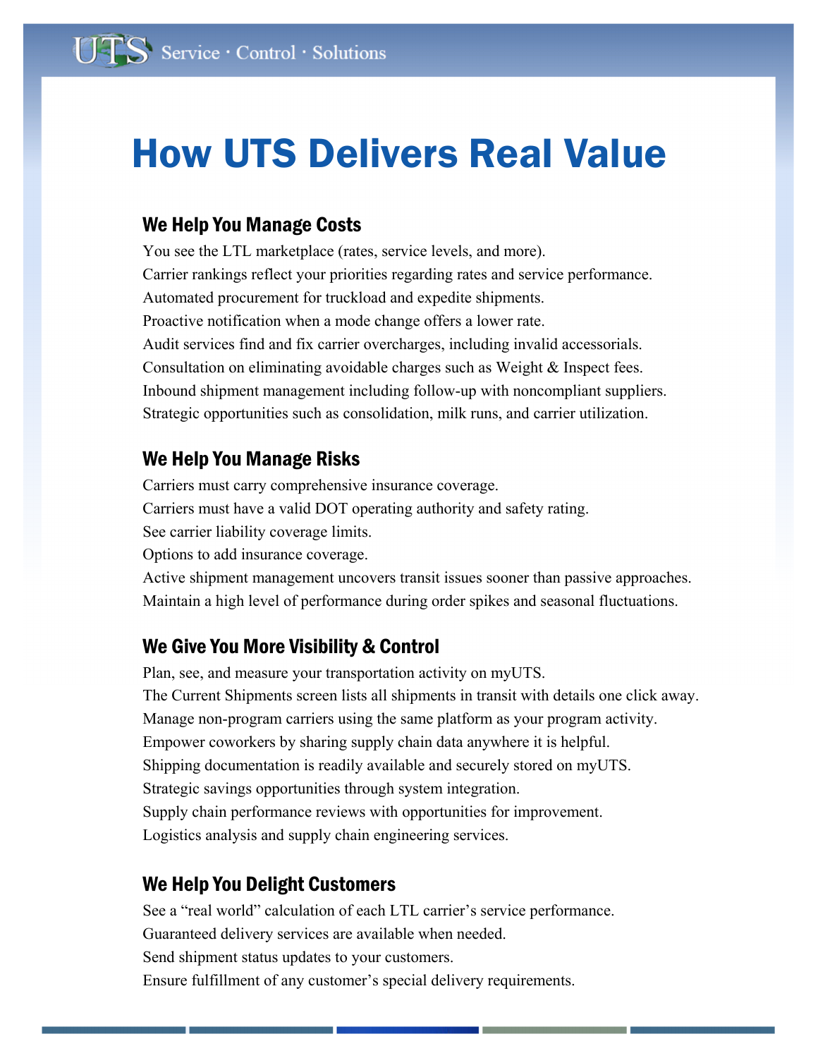UTS Service · Control · Solutions

# How UTS Delivers Real Value

## We Help You Manage Costs

You see the LTL marketplace (rates, service levels, and more).
Carrier rankings reflect your priorities regarding rates and service performance.
Automated procurement for truckload and expedite shipments.
Proactive notification when a mode change offers a lower rate.
Audit services find and fix carrier overcharges, including invalid accessorials.
Consultation on eliminating avoidable charges such as Weight & Inspect fees.
Inbound shipment management including follow-up with noncompliant suppliers.
Strategic opportunities such as consolidation, milk runs, and carrier utilization.

## We Help You Manage Risks

Carriers must carry comprehensive insurance coverage.
Carriers must have a valid DOT operating authority and safety rating.
See carrier liability coverage limits.
Options to add insurance coverage.
Active shipment management uncovers transit issues sooner than passive approaches.
Maintain a high level of performance during order spikes and seasonal fluctuations.

## We Give You More Visibility & Control

Plan, see, and measure your transportation activity on myUTS.
The Current Shipments screen lists all shipments in transit with details one click away.
Manage non-program carriers using the same platform as your program activity.
Empower coworkers by sharing supply chain data anywhere it is helpful.
Shipping documentation is readily available and securely stored on myUTS.
Strategic savings opportunities through system integration.
Supply chain performance reviews with opportunities for improvement.
Logistics analysis and supply chain engineering services.

## We Help You Delight Customers

See a "real world" calculation of each LTL carrier's service performance.
Guaranteed delivery services are available when needed.
Send shipment status updates to your customers.
Ensure fulfillment of any customer's special delivery requirements.